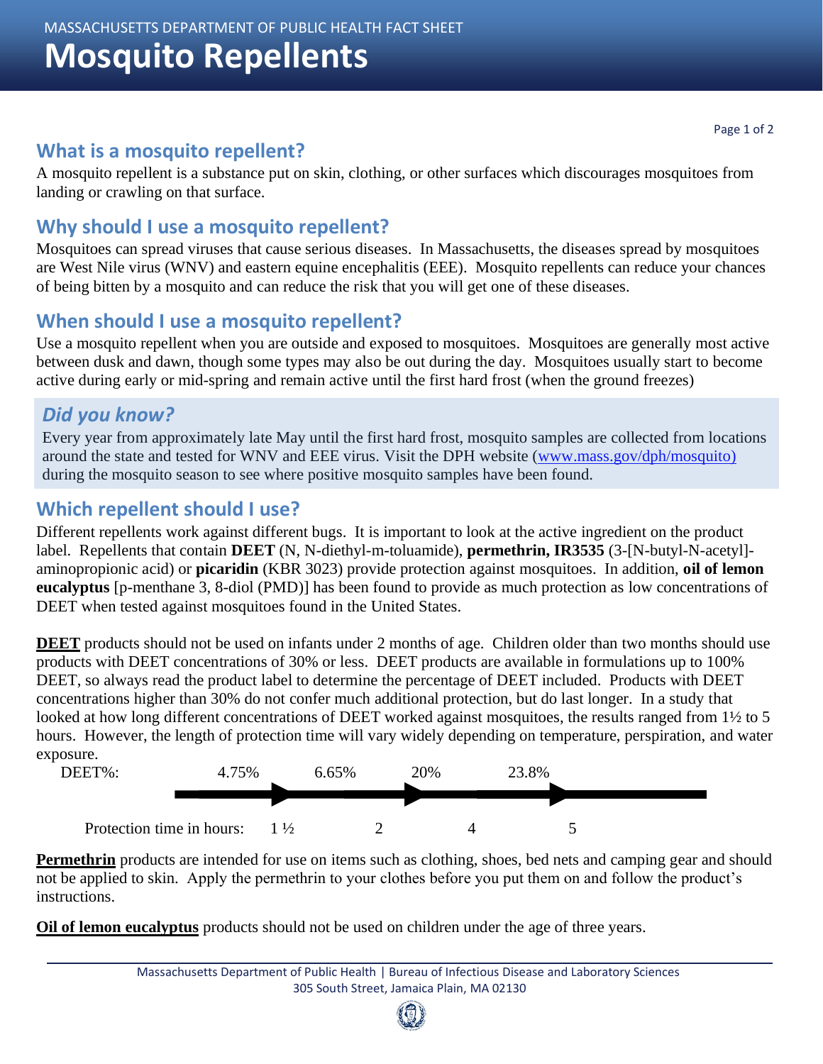# Mosquito Repellents

## What is a mosquito repellent?

A mosquito repellent is a substance put on skin, clothing, or other surfaces which discourages mosquitoes from landing or crawling on that surface.

## Why should I use a mosquito repellent?

Mosquitoes can spread viruses that cause serious diseases. In Massachusetts, the diseases spread by mosquitoes are West Nile virus (WNV) and eastern equine encephalitis (EEE). Mosquito repellents can reduce your chances of being bitten by a mosquito and can reduce the risk that you will get one of these diseases.

## When should I use a mosquito repellent?

Use a mosquito repellent when you are outside and exposed to mosquitoes. Mosquitoes are generally most active between dusk and dawn, though some types may also be out during the day. Mosquitoes usually start to become active during early or mid-spring and remain active until the first hard frost (when the ground freezes)

### *Did you know?*

Every year from approximately late May until the first hard frost, mosquito samples are collected from locations around the state and tested for WNV and EEE virus. Visit the DPH website (www.mass.gov/dph/mosquito) during the mosquito season to see where positive mosquito samples have been found.

## Which repellent should I use?

Different repellents work against different bugs. It is important to look at the active ingredient on the product label. Repellents that contain **DEET** (N, N-diethyl-m-toluamide), **permethrin, IR3535** (3-[N-butyl-N-acetyl]-aminopropionic acid) or **picaridin** (KBR 3023) provide protection against mosquitoes. In addition, **oil of lemon eucalyptus** [p-menthane 3, 8-diol (PMD)] has been found to provide as much protection as low concentrations of DEET when tested against mosquitoes found in the United States.

**DEET** products should not be used on infants under 2 months of age. Children older than two months should use products with DEET concentrations of 30% or less. DEET products are available in formulations up to 100% DEET, so always read the product label to determine the percentage of DEET included. Products with DEET concentrations higher than 30% do not confer much additional protection, but do last longer. In a study that looked at how long different concentrations of DEET worked against mosquitoes, the results ranged from 1½ to 5 hours. However, the length of protection time will vary widely depending on temperature, perspiration, and water exposure.

| DEET%: | 4.75% | 6.65% | 20% | 23.8% |
|---|---|---|---|---|
| Protection time in hours: | 1 ½ | 2 | 4 | 5 |

**Permethrin** products are intended for use on items such as clothing, shoes, bed nets and camping gear and should not be applied to skin. Apply the permethrin to your clothes before you put them on and follow the product's instructions.

**Oil of lemon eucalyptus** products should not be used on children under the age of three years.

Massachusetts Department of Public Health | Bureau of Infectious Disease and Laboratory Sciences
305 South Street, Jamaica Plain, MA 02130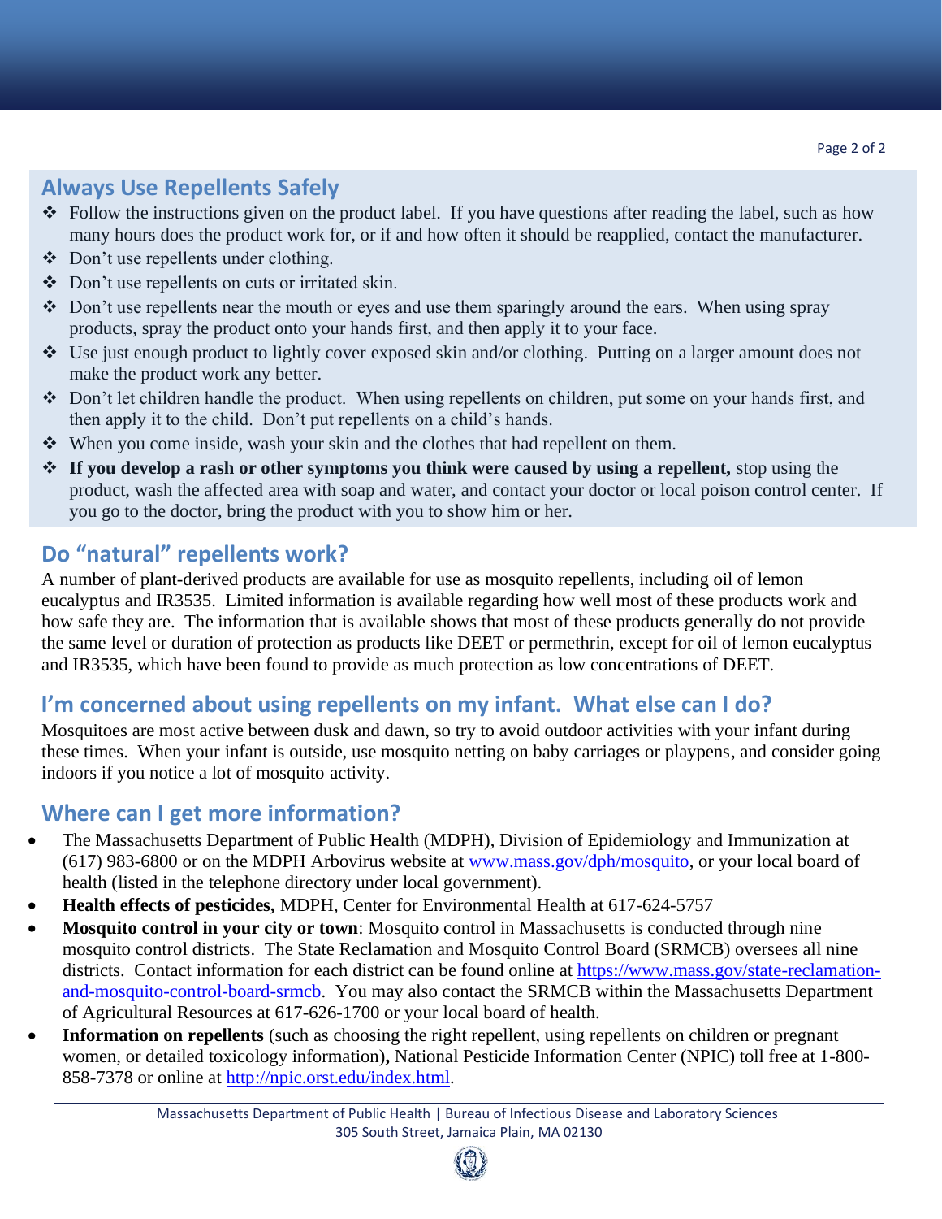## Always Use Repellents Safely

- Follow the instructions given on the product label. If you have questions after reading the label, such as how many hours does the product work for, or if and how often it should be reapplied, contact the manufacturer.
- Don't use repellents under clothing.
- Don't use repellents on cuts or irritated skin.
- Don't use repellents near the mouth or eyes and use them sparingly around the ears. When using spray products, spray the product onto your hands first, and then apply it to your face.
- Use just enough product to lightly cover exposed skin and/or clothing. Putting on a larger amount does not make the product work any better.
- Don't let children handle the product. When using repellents on children, put some on your hands first, and then apply it to the child. Don't put repellents on a child's hands.
- When you come inside, wash your skin and the clothes that had repellent on them.
- **If you develop a rash or other symptoms you think were caused by using a repellent,** stop using the product, wash the affected area with soap and water, and contact your doctor or local poison control center. If you go to the doctor, bring the product with you to show him or her.

## Do "natural" repellents work?

A number of plant-derived products are available for use as mosquito repellents, including oil of lemon eucalyptus and IR3535. Limited information is available regarding how well most of these products work and how safe they are. The information that is available shows that most of these products generally do not provide the same level or duration of protection as products like DEET or permethrin, except for oil of lemon eucalyptus and IR3535, which have been found to provide as much protection as low concentrations of DEET.

## I'm concerned about using repellents on my infant. What else can I do?

Mosquitoes are most active between dusk and dawn, so try to avoid outdoor activities with your infant during these times. When your infant is outside, use mosquito netting on baby carriages or playpens, and consider going indoors if you notice a lot of mosquito activity.

## Where can I get more information?

- The Massachusetts Department of Public Health (MDPH), Division of Epidemiology and Immunization at (617) 983-6800 or on the MDPH Arbovirus website at www.mass.gov/dph/mosquito, or your local board of health (listed in the telephone directory under local government).
- **Health effects of pesticides,** MDPH, Center for Environmental Health at 617-624-5757
- **Mosquito control in your city or town**: Mosquito control in Massachusetts is conducted through nine mosquito control districts. The State Reclamation and Mosquito Control Board (SRMCB) oversees all nine districts. Contact information for each district can be found online at https://www.mass.gov/state-reclamation-and-mosquito-control-board-srmcb. You may also contact the SRMCB within the Massachusetts Department of Agricultural Resources at 617-626-1700 or your local board of health.
- **Information on repellents** (such as choosing the right repellent, using repellents on children or pregnant women, or detailed toxicology information)**,** National Pesticide Information Center (NPIC) toll free at 1-800-858-7378 or online at http://npic.orst.edu/index.html.

Massachusetts Department of Public Health | Bureau of Infectious Disease and Laboratory Sciences
305 South Street, Jamaica Plain, MA 02130